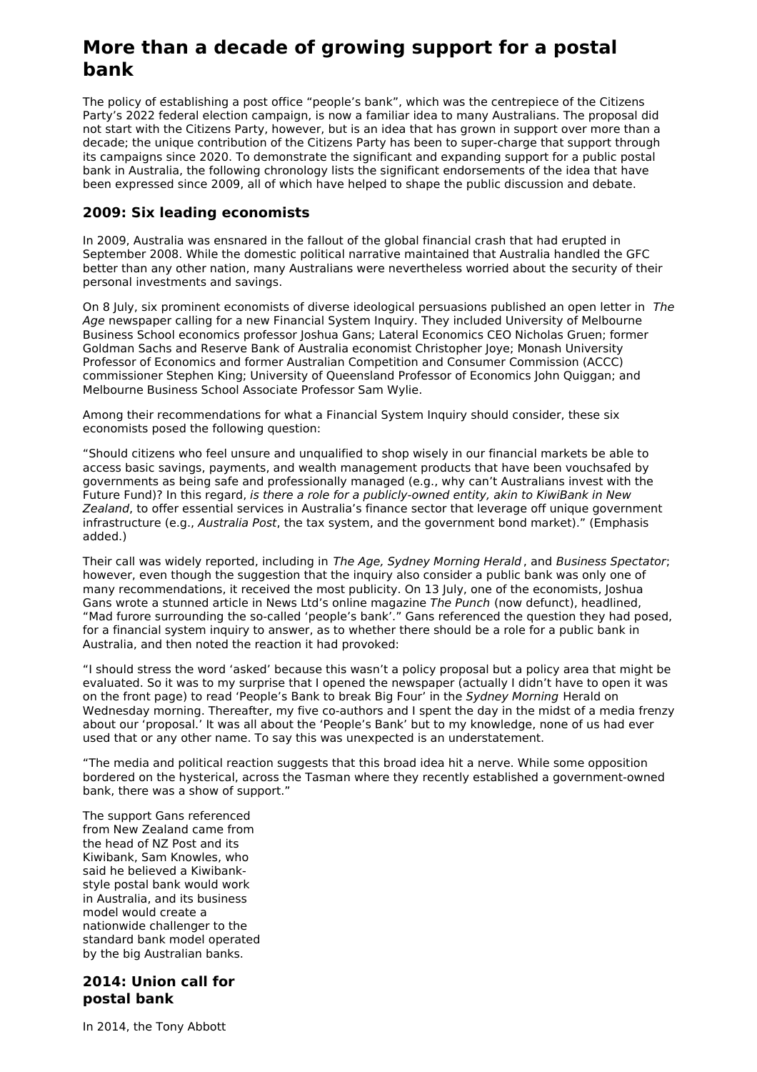# More than a decade of growing support for a postal bank

The policy of establishing a post office "people's bank", which was the centrepiece of the Citizens Party's 2022 federal election campaign, is now a familiar idea to many Australians. The proposal did not start with the Citizens Party, however, but is an idea that has grown in support over more than a decade; the unique contribution of the Citizens Party has been to super-charge that support through its campaigns since 2020. To demonstrate the significant and expanding support for a public postal bank in Australia, the following chronology lists the significant endorsements of the idea that have been expressed since 2009, all of which have helped to shape the public discussion and debate.

## 2009: Six leading economists

In 2009, Australia was ensnared in the fallout of the global financial crash that had erupted in September 2008. While the domestic political narrative maintained that Australia handled the GFC better than any other nation, many Australians were nevertheless worried about the security of their personal investments and savings.

On 8 July, six prominent economists of diverse ideological persuasions published an open letter in *The Age* newspaper calling for a new Financial System Inquiry. They included University of Melbourne Business School economics professor Joshua Gans; Lateral Economics CEO Nicholas Gruen; former Goldman Sachs and Reserve Bank of Australia economist Christopher Joye; Monash University Professor of Economics and former Australian Competition and Consumer Commission (ACCC) commissioner Stephen King; University of Queensland Professor of Economics John Quiggan; and Melbourne Business School Associate Professor Sam Wylie.

Among their recommendations for what a Financial System Inquiry should consider, these six economists posed the following question:

"Should citizens who feel unsure and unqualified to shop wisely in our financial markets be able to access basic savings, payments, and wealth management products that have been vouchsafed by governments as being safe and professionally managed (e.g., why can't Australians invest with the Future Fund)? In this regard, *is there a role for a publicly-owned entity, akin to KiwiBank in New Zealand*, to offer essential services in Australia's finance sector that leverage off unique government infrastructure (e.g., *Australia Post*, the tax system, and the government bond market)." (Emphasis added.)

Their call was widely reported, including in *The Age, Sydney Morning Herald*, and *Business Spectator*; however, even though the suggestion that the inquiry also consider a public bank was only one of many recommendations, it received the most publicity. On 13 July, one of the economists, Joshua Gans wrote a stunned article in News Ltd's online magazine *The Punch* (now defunct), headlined, "Mad furore surrounding the so-called 'people's bank'." Gans referenced the question they had posed, for a financial system inquiry to answer, as to whether there should be a role for a public bank in Australia, and then noted the reaction it had provoked:

"I should stress the word 'asked' because this wasn't a policy proposal but a policy area that might be evaluated. So it was to my surprise that I opened the newspaper (actually I didn't have to open it was on the front page) to read 'People's Bank to break Big Four' in the *Sydney Morning* Herald on Wednesday morning. Thereafter, my five co-authors and I spent the day in the midst of a media frenzy about our 'proposal.' It was all about the 'People's Bank' but to my knowledge, none of us had ever used that or any other name. To say this was unexpected is an understatement.

"The media and political reaction suggests that this broad idea hit a nerve. While some opposition bordered on the hysterical, across the Tasman where they recently established a government-owned bank, there was a show of support."

The support Gans referenced from New Zealand came from the head of NZ Post and its Kiwibank, Sam Knowles, who said he believed a Kiwibank-style postal bank would work in Australia, and its business model would create a nationwide challenger to the standard bank model operated by the big Australian banks.

## 2014: Union call for postal bank

In 2014, the Tony Abbott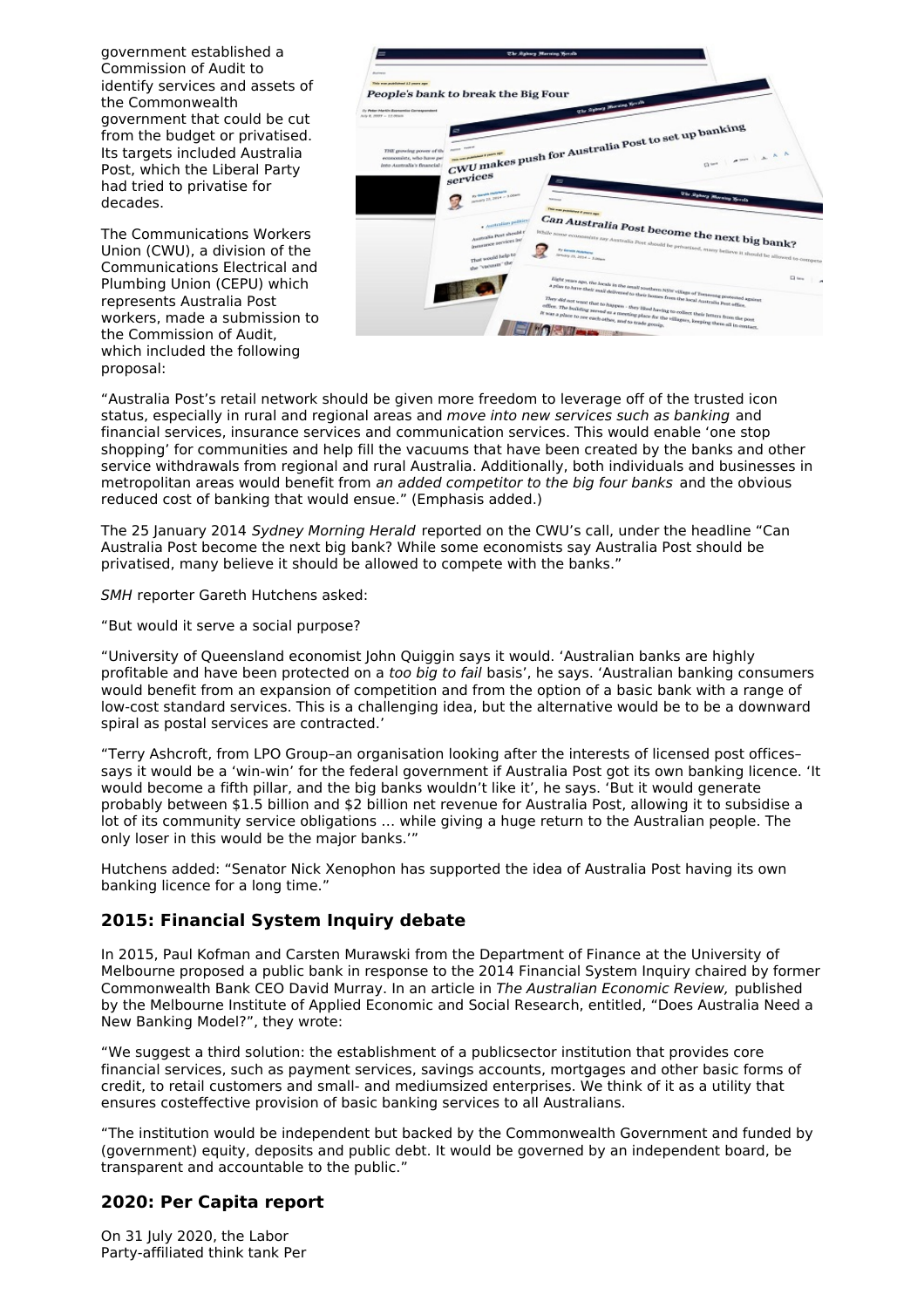government established a Commission of Audit to identify services and assets of the Commonwealth government that could be cut from the budget or privatised. Its targets included Australia Post, which the Liberal Party had tried to privatise for decades.

The Communications Workers Union (CWU), a division of the Communications Electrical and Plumbing Union (CEPU) which represents Australia Post workers, made a submission to the Commission of Audit, which included the following proposal:

"Australia Post's retail network should be given more freedom to leverage off of the trusted icon status, especially in rural and regional areas and *move into new services such as banking* and financial services, insurance services and communication services. This would enable 'one stop shopping' for communities and help fill the vacuums that have been created by the banks and other service withdrawals from regional and rural Australia. Additionally, both individuals and businesses in metropolitan areas would benefit from *an added competitor to the big four banks* and the obvious reduced cost of banking that would ensue." (Emphasis added.)

The 25 January 2014 *Sydney Morning Herald* reported on the CWU's call, under the headline "Can Australia Post become the next big bank? While some economists say Australia Post should be privatised, many believe it should be allowed to compete with the banks."

*SMH* reporter Gareth Hutchens asked:

"But would it serve a social purpose?

"University of Queensland economist John Quiggin says it would. 'Australian banks are highly profitable and have been protected on a *too big to fail* basis', he says. 'Australian banking consumers would benefit from an expansion of competition and from the option of a basic bank with a range of low-cost standard services. This is a challenging idea, but the alternative would be to be a downward spiral as postal services are contracted.'

"Terry Ashcroft, from LPO Group–an organisation looking after the interests of licensed post offices–says it would be a 'win-win' for the federal government if Australia Post got its own banking licence. 'It would become a fifth pillar, and the big banks wouldn't like it', he says. 'But it would generate probably between $1.5 billion and $2 billion net revenue for Australia Post, allowing it to subsidise a lot of its community service obligations … while giving a huge return to the Australian people. The only loser in this would be the major banks.'"

Hutchens added: "Senator Nick Xenophon has supported the idea of Australia Post having its own banking licence for a long time."

## 2015: Financial System Inquiry debate

In 2015, Paul Kofman and Carsten Murawski from the Department of Finance at the University of Melbourne proposed a public bank in response to the 2014 Financial System Inquiry chaired by former Commonwealth Bank CEO David Murray. In an article in *The Australian Economic Review,* published by the Melbourne Institute of Applied Economic and Social Research, entitled, "Does Australia Need a New Banking Model?", they wrote:

"We suggest a third solution: the establishment of a publicsector institution that provides core financial services, such as payment services, savings accounts, mortgages and other basic forms of credit, to retail customers and small- and mediumsized enterprises. We think of it as a utility that ensures costeffective provision of basic banking services to all Australians.

"The institution would be independent but backed by the Commonwealth Government and funded by (government) equity, deposits and public debt. It would be governed by an independent board, be transparent and accountable to the public."

## 2020: Per Capita report

On 31 July 2020, the Labor Party-affiliated think tank Per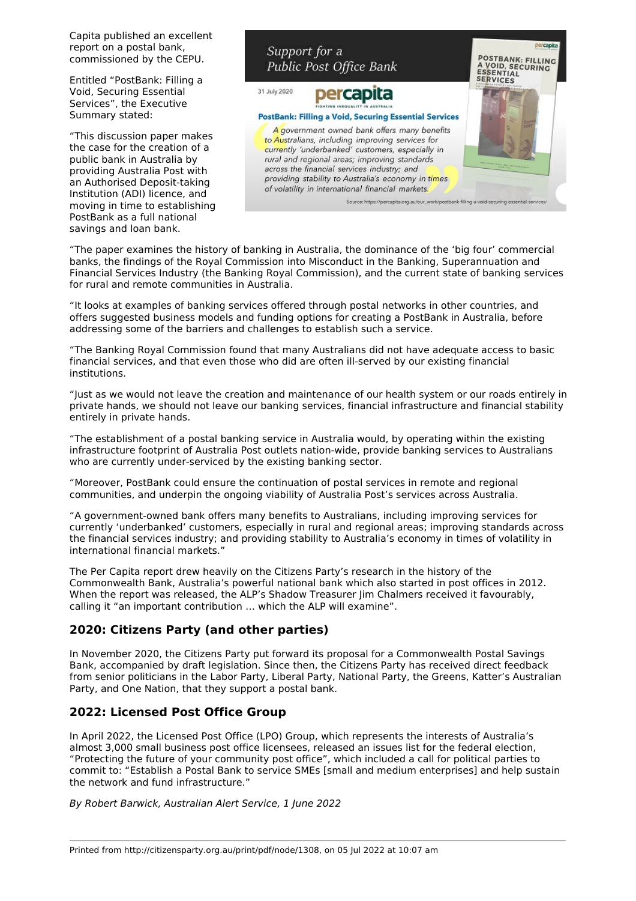Capita published an excellent report on a postal bank, commissioned by the CEPU.

Entitled "PostBank: Filling a Void, Securing Essential Services", the Executive Summary stated:

"This discussion paper makes the case for the creation of a public bank in Australia by providing Australia Post with an Authorised Deposit-taking Institution (ADI) licence, and moving in time to establishing PostBank as a full national savings and loan bank.

"The paper examines the history of banking in Australia, the dominance of the 'big four' commercial banks, the findings of the Royal Commission into Misconduct in the Banking, Superannuation and Financial Services Industry (the Banking Royal Commission), and the current state of banking services for rural and remote communities in Australia.

"It looks at examples of banking services offered through postal networks in other countries, and offers suggested business models and funding options for creating a PostBank in Australia, before addressing some of the barriers and challenges to establish such a service.

"The Banking Royal Commission found that many Australians did not have adequate access to basic financial services, and that even those who did are often ill-served by our existing financial institutions.

"Just as we would not leave the creation and maintenance of our health system or our roads entirely in private hands, we should not leave our banking services, financial infrastructure and financial stability entirely in private hands.

"The establishment of a postal banking service in Australia would, by operating within the existing infrastructure footprint of Australia Post outlets nation-wide, provide banking services to Australians who are currently under-serviced by the existing banking sector.

"Moreover, PostBank could ensure the continuation of postal services in remote and regional communities, and underpin the ongoing viability of Australia Post's services across Australia.

"A government-owned bank offers many benefits to Australians, including improving services for currently 'underbanked' customers, especially in rural and regional areas; improving standards across the financial services industry; and providing stability to Australia's economy in times of volatility in international financial markets."

The Per Capita report drew heavily on the Citizens Party's research in the history of the Commonwealth Bank, Australia's powerful national bank which also started in post offices in 2012. When the report was released, the ALP's Shadow Treasurer Jim Chalmers received it favourably, calling it "an important contribution … which the ALP will examine".

## 2020: Citizens Party (and other parties)

In November 2020, the Citizens Party put forward its proposal for a Commonwealth Postal Savings Bank, accompanied by draft legislation. Since then, the Citizens Party has received direct feedback from senior politicians in the Labor Party, Liberal Party, National Party, the Greens, Katter's Australian Party, and One Nation, that they support a postal bank.

## 2022: Licensed Post Office Group

In April 2022, the Licensed Post Office (LPO) Group, which represents the interests of Australia's almost 3,000 small business post office licensees, released an issues list for the federal election, "Protecting the future of your community post office", which included a call for political parties to commit to: "Establish a Postal Bank to service SMEs [small and medium enterprises] and help sustain the network and fund infrastructure."

*By Robert Barwick, Australian Alert Service, 1 June 2022*